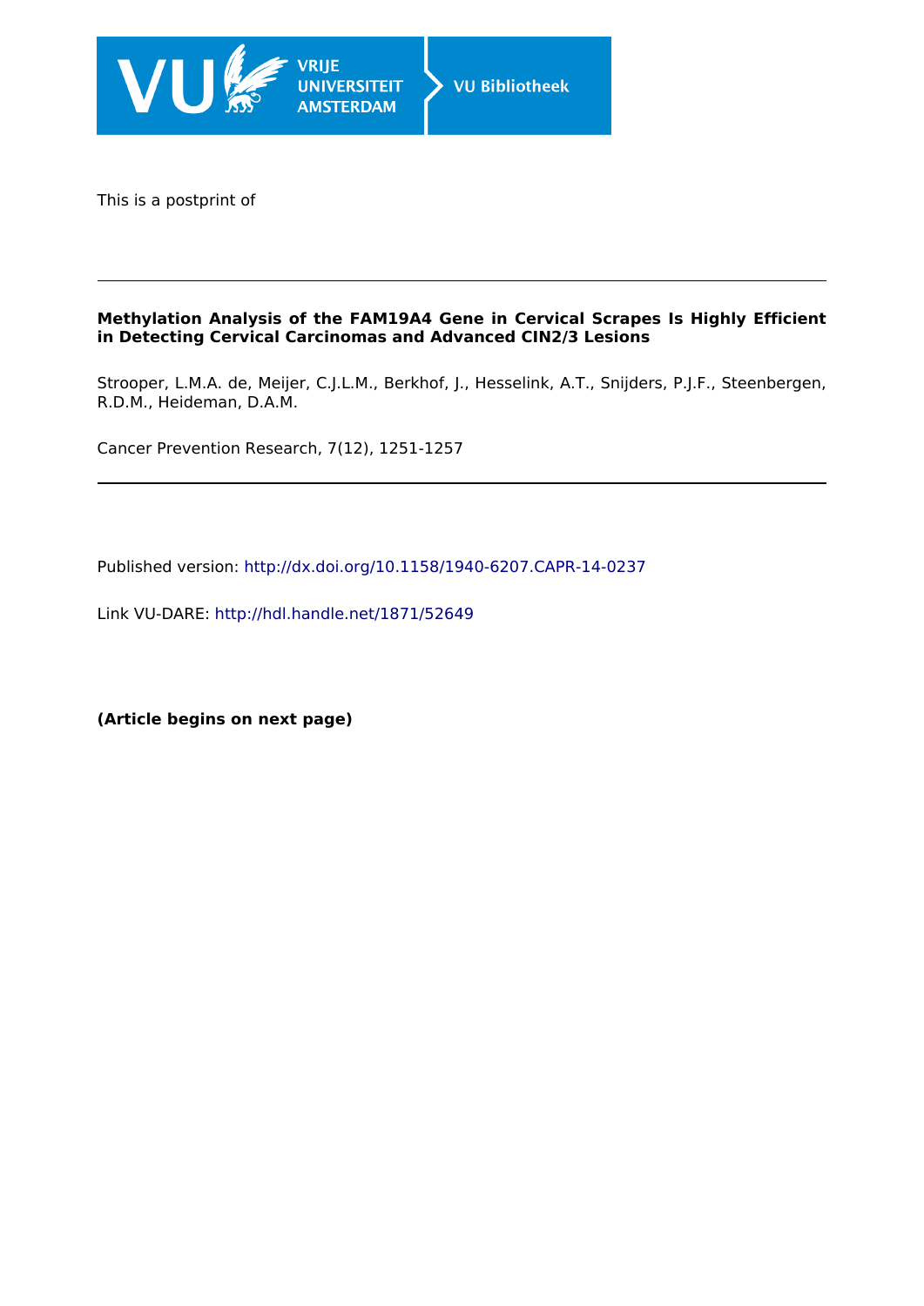This is a postprint of

---

**Methylation Analysis of the FAM19A4 Gene in Cervical Scrapes Is Highly Efficient in Detecting Cervical Carcinomas and Advanced CIN2/3 Lesions**

Strooper, L.M.A. de, Meijer, C.J.L.M., Berkhof, J., Hesselink, A.T., Snijders, P.J.F., Steenbergen, R.D.M., Heideman, D.A.M.

Cancer Prevention Research, 7(12), 1251-1257

---

Published version: http://dx.doi.org/10.1158/1940-6207.CAPR-14-0237

Link VU-DARE: http://hdl.handle.net/1871/52649

**(Article begins on next page)**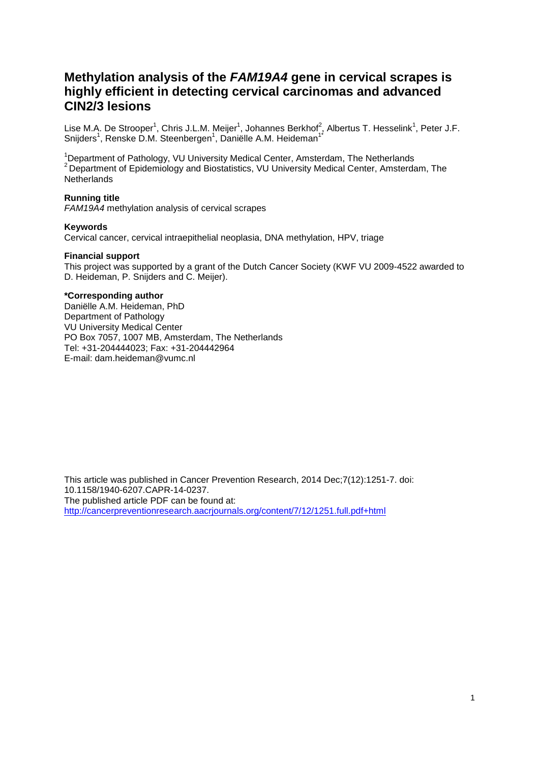# Methylation analysis of the *FAM19A4* gene in cervical scrapes is highly efficient in detecting cervical carcinomas and advanced CIN2/3 lesions

Lise M.A. De Strooper[1], Chris J.L.M. Meijer[1], Johannes Berkhof[2], Albertus T. Hesselink[1], Peter J.F. Snijders[1], Renske D.M. Steenbergen[1], Daniëlle A.M. Heideman[1*]

[1]Department of Pathology, VU University Medical Center, Amsterdam, The Netherlands
[2]Department of Epidemiology and Biostatistics, VU University Medical Center, Amsterdam, The Netherlands

**Running title**
*FAM19A4* methylation analysis of cervical scrapes

**Keywords**
Cervical cancer, cervical intraepithelial neoplasia, DNA methylation, HPV, triage

**Financial support**
This project was supported by a grant of the Dutch Cancer Society (KWF VU 2009-4522 awarded to D. Heideman, P. Snijders and C. Meijer).

**\*Corresponding author**
Daniëlle A.M. Heideman, PhD
Department of Pathology
VU University Medical Center
PO Box 7057, 1007 MB, Amsterdam, The Netherlands
Tel: +31-204444023; Fax: +31-204442964
E-mail: dam.heideman@vumc.nl

This article was published in Cancer Prevention Research, 2014 Dec;7(12):1251-7. doi: 10.1158/1940-6207.CAPR-14-0237.
The published article PDF can be found at:
http://cancerpreventionresearch.aacrjournals.org/content/7/12/1251.full.pdf+html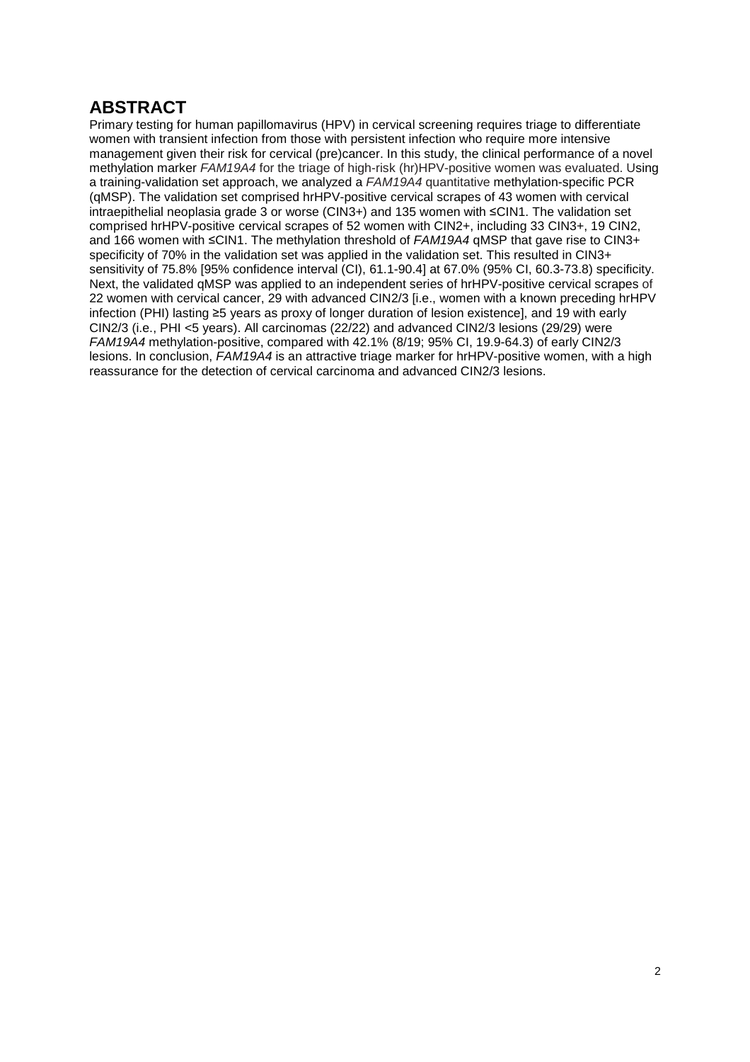## ABSTRACT

Primary testing for human papillomavirus (HPV) in cervical screening requires triage to differentiate women with transient infection from those with persistent infection who require more intensive management given their risk for cervical (pre)cancer. In this study, the clinical performance of a novel methylation marker *FAM19A4* for the triage of high-risk (hr)HPV-positive women was evaluated. Using a training-validation set approach, we analyzed a *FAM19A4* quantitative methylation-specific PCR (qMSP). The validation set comprised hrHPV-positive cervical scrapes of 43 women with cervical intraepithelial neoplasia grade 3 or worse (CIN3+) and 135 women with ≤CIN1. The validation set comprised hrHPV-positive cervical scrapes of 52 women with CIN2+, including 33 CIN3+, 19 CIN2, and 166 women with ≤CIN1. The methylation threshold of *FAM19A4* qMSP that gave rise to CIN3+ specificity of 70% in the validation set was applied in the validation set. This resulted in CIN3+ sensitivity of 75.8% [95% confidence interval (CI), 61.1-90.4] at 67.0% (95% CI, 60.3-73.8) specificity. Next, the validated qMSP was applied to an independent series of hrHPV-positive cervical scrapes of 22 women with cervical cancer, 29 with advanced CIN2/3 [i.e., women with a known preceding hrHPV infection (PHI) lasting ≥5 years as proxy of longer duration of lesion existence], and 19 with early CIN2/3 (i.e., PHI <5 years). All carcinomas (22/22) and advanced CIN2/3 lesions (29/29) were *FAM19A4* methylation-positive, compared with 42.1% (8/19; 95% CI, 19.9-64.3) of early CIN2/3 lesions. In conclusion, *FAM19A4* is an attractive triage marker for hrHPV-positive women, with a high reassurance for the detection of cervical carcinoma and advanced CIN2/3 lesions.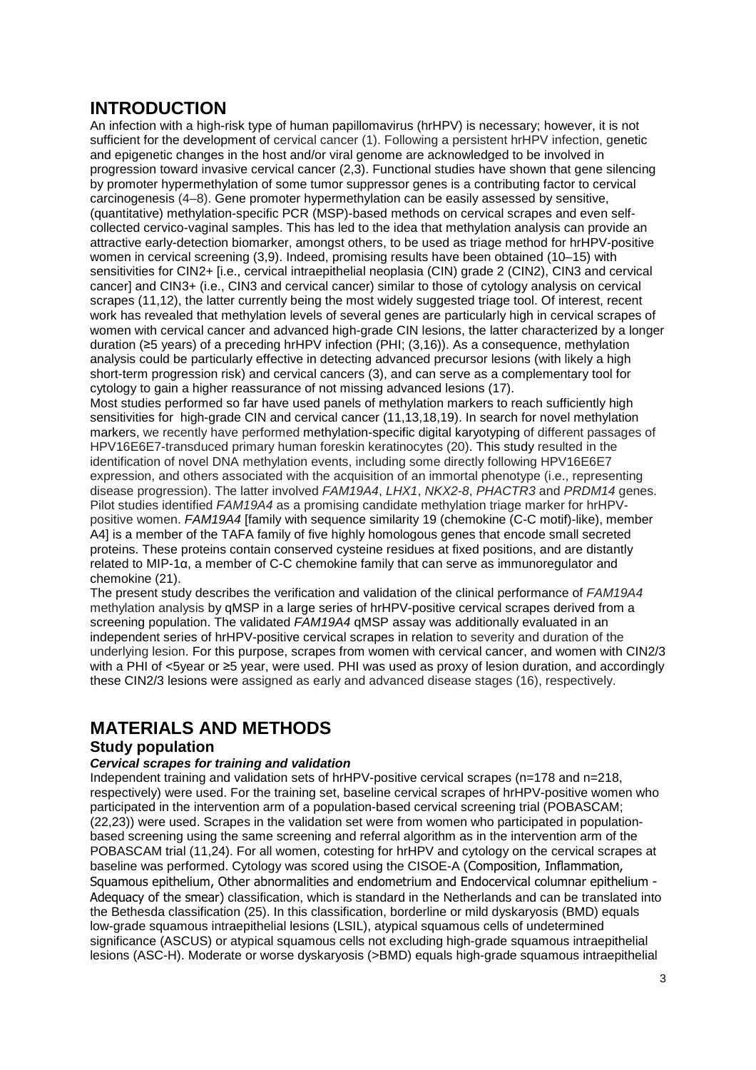# INTRODUCTION

An infection with a high-risk type of human papillomavirus (hrHPV) is necessary; however, it is not sufficient for the development of cervical cancer (1). Following a persistent hrHPV infection, genetic and epigenetic changes in the host and/or viral genome are acknowledged to be involved in progression toward invasive cervical cancer (2,3). Functional studies have shown that gene silencing by promoter hypermethylation of some tumor suppressor genes is a contributing factor to cervical carcinogenesis (4–8). Gene promoter hypermethylation can be easily assessed by sensitive, (quantitative) methylation-specific PCR (MSP)-based methods on cervical scrapes and even self-collected cervico-vaginal samples. This has led to the idea that methylation analysis can provide an attractive early-detection biomarker, amongst others, to be used as triage method for hrHPV-positive women in cervical screening (3,9). Indeed, promising results have been obtained (10–15) with sensitivities for CIN2+ [i.e., cervical intraepithelial neoplasia (CIN) grade 2 (CIN2), CIN3 and cervical cancer] and CIN3+ (i.e., CIN3 and cervical cancer) similar to those of cytology analysis on cervical scrapes (11,12), the latter currently being the most widely suggested triage tool. Of interest, recent work has revealed that methylation levels of several genes are particularly high in cervical scrapes of women with cervical cancer and advanced high-grade CIN lesions, the latter characterized by a longer duration (≥5 years) of a preceding hrHPV infection (PHI; (3,16)). As a consequence, methylation analysis could be particularly effective in detecting advanced precursor lesions (with likely a high short-term progression risk) and cervical cancers (3), and can serve as a complementary tool for cytology to gain a higher reassurance of not missing advanced lesions (17).

Most studies performed so far have used panels of methylation markers to reach sufficiently high sensitivities for high-grade CIN and cervical cancer (11,13,18,19). In search for novel methylation markers, we recently have performed methylation-specific digital karyotyping of different passages of HPV16E6E7-transduced primary human foreskin keratinocytes (20). This study resulted in the identification of novel DNA methylation events, including some directly following HPV16E6E7 expression, and others associated with the acquisition of an immortal phenotype (i.e., representing disease progression). The latter involved *FAM19A4*, *LHX1*, *NKX2-8*, *PHACTR3* and *PRDM14* genes. Pilot studies identified *FAM19A4* as a promising candidate methylation triage marker for hrHPV-positive women. *FAM19A4* [family with sequence similarity 19 (chemokine (C-C motif)-like), member A4] is a member of the TAFA family of five highly homologous genes that encode small secreted proteins. These proteins contain conserved cysteine residues at fixed positions, and are distantly related to MIP-1α, a member of C-C chemokine family that can serve as immunoregulator and chemokine (21).

The present study describes the verification and validation of the clinical performance of *FAM19A4* methylation analysis by qMSP in a large series of hrHPV-positive cervical scrapes derived from a screening population. The validated *FAM19A4* qMSP assay was additionally evaluated in an independent series of hrHPV-positive cervical scrapes in relation to severity and duration of the underlying lesion. For this purpose, scrapes from women with cervical cancer, and women with CIN2/3 with a PHI of <5year or ≥5 year, were used. PHI was used as proxy of lesion duration, and accordingly these CIN2/3 lesions were assigned as early and advanced disease stages (16), respectively.

# MATERIALS AND METHODS

## Study population

### *Cervical scrapes for training and validation*

Independent training and validation sets of hrHPV-positive cervical scrapes (n=178 and n=218, respectively) were used. For the training set, baseline cervical scrapes of hrHPV-positive women who participated in the intervention arm of a population-based cervical screening trial (POBASCAM; (22,23)) were used. Scrapes in the validation set were from women who participated in population-based screening using the same screening and referral algorithm as in the intervention arm of the POBASCAM trial (11,24). For all women, cotesting for hrHPV and cytology on the cervical scrapes at baseline was performed. Cytology was scored using the CISOE-A (Composition, Inflammation, Squamous epithelium, Other abnormalities and endometrium and Endocervical columnar epithelium - Adequacy of the smear) classification, which is standard in the Netherlands and can be translated into the Bethesda classification (25). In this classification, borderline or mild dyskaryosis (BMD) equals low-grade squamous intraepithelial lesions (LSIL), atypical squamous cells of undetermined significance (ASCUS) or atypical squamous cells not excluding high-grade squamous intraepithelial lesions (ASC-H). Moderate or worse dyskaryosis (>BMD) equals high-grade squamous intraepithelial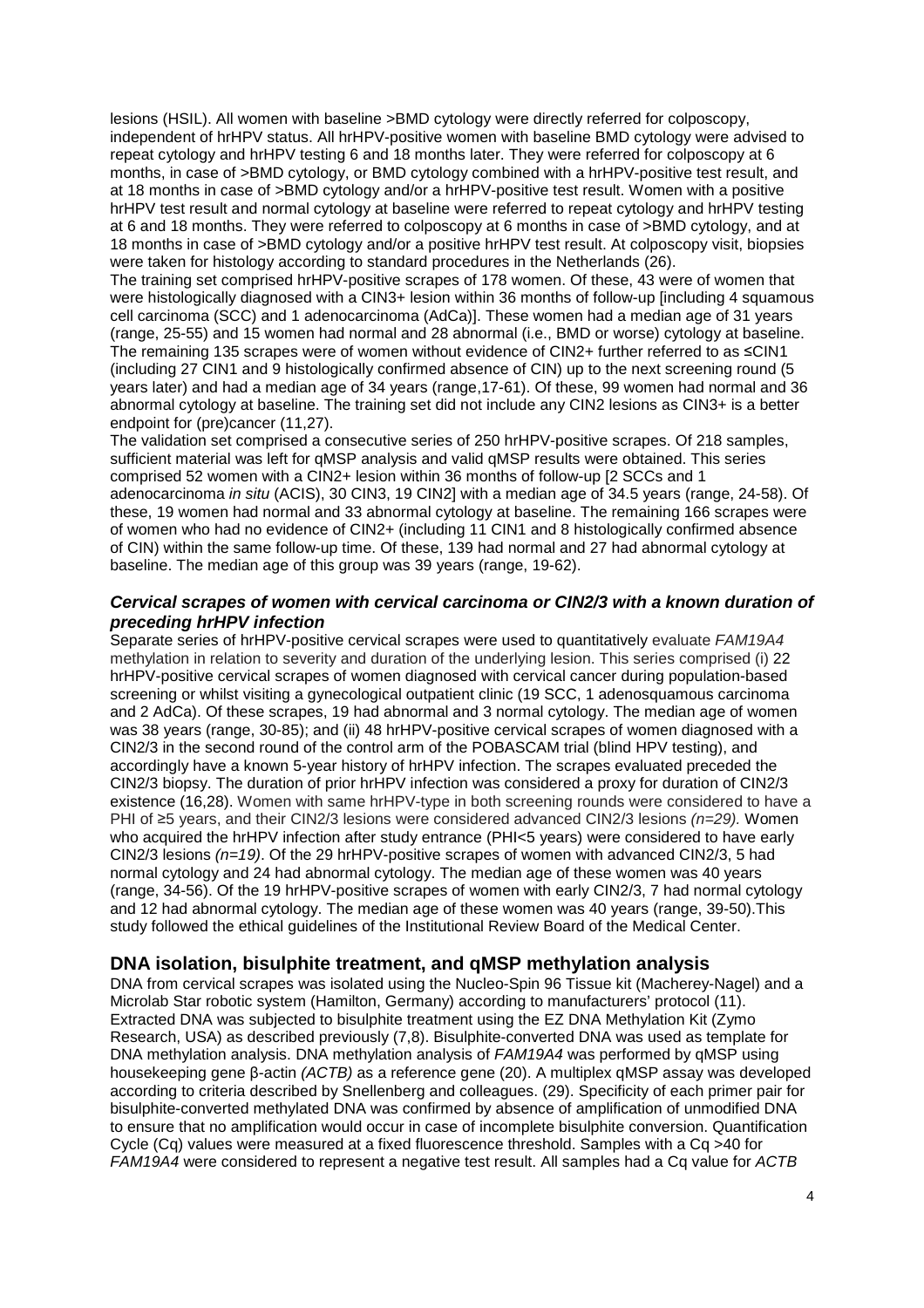lesions (HSIL). All women with baseline >BMD cytology were directly referred for colposcopy, independent of hrHPV status. All hrHPV-positive women with baseline BMD cytology were advised to repeat cytology and hrHPV testing 6 and 18 months later. They were referred for colposcopy at 6 months, in case of >BMD cytology, or BMD cytology combined with a hrHPV-positive test result, and at 18 months in case of >BMD cytology and/or a hrHPV-positive test result. Women with a positive hrHPV test result and normal cytology at baseline were referred to repeat cytology and hrHPV testing at 6 and 18 months. They were referred to colposcopy at 6 months in case of >BMD cytology, and at 18 months in case of >BMD cytology and/or a positive hrHPV test result. At colposcopy visit, biopsies were taken for histology according to standard procedures in the Netherlands (26).

The training set comprised hrHPV-positive scrapes of 178 women. Of these, 43 were of women that were histologically diagnosed with a CIN3+ lesion within 36 months of follow-up [including 4 squamous cell carcinoma (SCC) and 1 adenocarcinoma (AdCa)]. These women had a median age of 31 years (range, 25-55) and 15 women had normal and 28 abnormal (i.e., BMD or worse) cytology at baseline. The remaining 135 scrapes were of women without evidence of CIN2+ further referred to as ≤CIN1 (including 27 CIN1 and 9 histologically confirmed absence of CIN) up to the next screening round (5 years later) and had a median age of 34 years (range,17-61). Of these, 99 women had normal and 36 abnormal cytology at baseline. The training set did not include any CIN2 lesions as CIN3+ is a better endpoint for (pre)cancer (11,27).

The validation set comprised a consecutive series of 250 hrHPV-positive scrapes. Of 218 samples, sufficient material was left for qMSP analysis and valid qMSP results were obtained. This series comprised 52 women with a CIN2+ lesion within 36 months of follow-up [2 SCCs and 1 adenocarcinoma *in situ* (ACIS), 30 CIN3, 19 CIN2] with a median age of 34.5 years (range, 24-58). Of these, 19 women had normal and 33 abnormal cytology at baseline. The remaining 166 scrapes were of women who had no evidence of CIN2+ (including 11 CIN1 and 8 histologically confirmed absence of CIN) within the same follow-up time. Of these, 139 had normal and 27 had abnormal cytology at baseline. The median age of this group was 39 years (range, 19-62).

### *Cervical scrapes of women with cervical carcinoma or CIN2/3 with a known duration of preceding hrHPV infection*

Separate series of hrHPV-positive cervical scrapes were used to quantitatively evaluate *FAM19A4* methylation in relation to severity and duration of the underlying lesion. This series comprised (i) 22 hrHPV-positive cervical scrapes of women diagnosed with cervical cancer during population-based screening or whilst visiting a gynecological outpatient clinic (19 SCC, 1 adenosquamous carcinoma and 2 AdCa). Of these scrapes, 19 had abnormal and 3 normal cytology. The median age of women was 38 years (range, 30-85); and (ii) 48 hrHPV-positive cervical scrapes of women diagnosed with a CIN2/3 in the second round of the control arm of the POBASCAM trial (blind HPV testing), and accordingly have a known 5-year history of hrHPV infection. The scrapes evaluated preceded the CIN2/3 biopsy. The duration of prior hrHPV infection was considered a proxy for duration of CIN2/3 existence (16,28). Women with same hrHPV-type in both screening rounds were considered to have a PHI of ≥5 years, and their CIN2/3 lesions were considered advanced CIN2/3 lesions *(n=29).* Women who acquired the hrHPV infection after study entrance (PHI<5 years) were considered to have early CIN2/3 lesions *(n=19)*. Of the 29 hrHPV-positive scrapes of women with advanced CIN2/3, 5 had normal cytology and 24 had abnormal cytology. The median age of these women was 40 years (range, 34-56). Of the 19 hrHPV-positive scrapes of women with early CIN2/3, 7 had normal cytology and 12 had abnormal cytology. The median age of these women was 40 years (range, 39-50).This study followed the ethical guidelines of the Institutional Review Board of the Medical Center.

## DNA isolation, bisulphite treatment, and qMSP methylation analysis

DNA from cervical scrapes was isolated using the Nucleo-Spin 96 Tissue kit (Macherey-Nagel) and a Microlab Star robotic system (Hamilton, Germany) according to manufacturers' protocol (11). Extracted DNA was subjected to bisulphite treatment using the EZ DNA Methylation Kit (Zymo Research, USA) as described previously (7,8). Bisulphite-converted DNA was used as template for DNA methylation analysis. DNA methylation analysis of *FAM19A4* was performed by qMSP using housekeeping gene β-actin *(ACTB)* as a reference gene (20). A multiplex qMSP assay was developed according to criteria described by Snellenberg and colleagues. (29). Specificity of each primer pair for bisulphite-converted methylated DNA was confirmed by absence of amplification of unmodified DNA to ensure that no amplification would occur in case of incomplete bisulphite conversion. Quantification Cycle (Cq) values were measured at a fixed fluorescence threshold. Samples with a Cq >40 for *FAM19A4* were considered to represent a negative test result. All samples had a Cq value for *ACTB*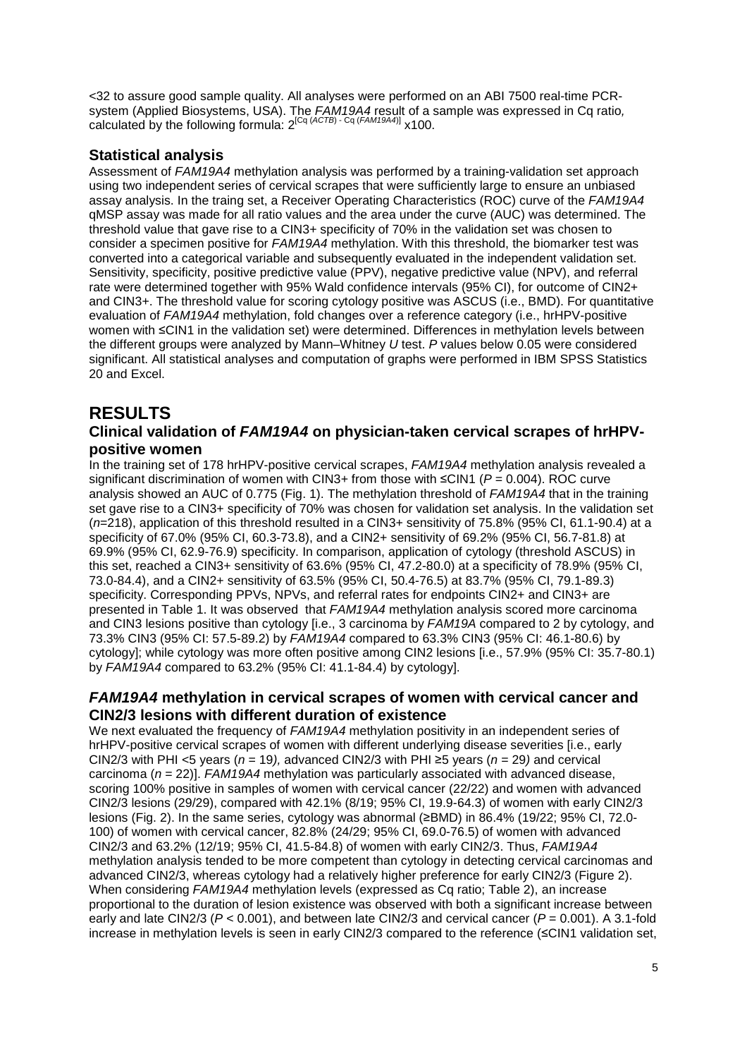<32 to assure good sample quality. All analyses were performed on an ABI 7500 real-time PCR-system (Applied Biosystems, USA). The *FAM19A4* result of a sample was expressed in Cq ratio, calculated by the following formula: $2^{[Cq\ (ACTB)\ -\ Cq\ (FAM19A4)]}$ x100.

## Statistical analysis

Assessment of *FAM19A4* methylation analysis was performed by a training-validation set approach using two independent series of cervical scrapes that were sufficiently large to ensure an unbiased assay analysis. In the traing set, a Receiver Operating Characteristics (ROC) curve of the *FAM19A4* qMSP assay was made for all ratio values and the area under the curve (AUC) was determined. The threshold value that gave rise to a CIN3+ specificity of 70% in the validation set was chosen to consider a specimen positive for *FAM19A4* methylation. With this threshold, the biomarker test was converted into a categorical variable and subsequently evaluated in the independent validation set. Sensitivity, specificity, positive predictive value (PPV), negative predictive value (NPV), and referral rate were determined together with 95% Wald confidence intervals (95% CI), for outcome of CIN2+ and CIN3+. The threshold value for scoring cytology positive was ASCUS (i.e., BMD). For quantitative evaluation of *FAM19A4* methylation, fold changes over a reference category (i.e., hrHPV-positive women with ≤CIN1 in the validation set) were determined. Differences in methylation levels between the different groups were analyzed by Mann–Whitney *U* test. *P* values below 0.05 were considered significant. All statistical analyses and computation of graphs were performed in IBM SPSS Statistics 20 and Excel.

# RESULTS

## Clinical validation of *FAM19A4* on physician-taken cervical scrapes of hrHPV-positive women

In the training set of 178 hrHPV-positive cervical scrapes, *FAM19A4* methylation analysis revealed a significant discrimination of women with CIN3+ from those with ≤CIN1 ($P = 0.004$). ROC curve analysis showed an AUC of 0.775 (Fig. 1). The methylation threshold of *FAM19A4* that in the training set gave rise to a CIN3+ specificity of 70% was chosen for validation set analysis. In the validation set ($n$=218), application of this threshold resulted in a CIN3+ sensitivity of 75.8% (95% CI, 61.1-90.4) at a specificity of 67.0% (95% CI, 60.3-73.8), and a CIN2+ sensitivity of 69.2% (95% CI, 56.7-81.8) at 69.9% (95% CI, 62.9-76.9) specificity. In comparison, application of cytology (threshold ASCUS) in this set, reached a CIN3+ sensitivity of 63.6% (95% CI, 47.2-80.0) at a specificity of 78.9% (95% CI, 73.0-84.4), and a CIN2+ sensitivity of 63.5% (95% CI, 50.4-76.5) at 83.7% (95% CI, 79.1-89.3) specificity. Corresponding PPVs, NPVs, and referral rates for endpoints CIN2+ and CIN3+ are presented in Table 1. It was observed that *FAM19A4* methylation analysis scored more carcinoma and CIN3 lesions positive than cytology [i.e., 3 carcinoma by *FAM19A* compared to 2 by cytology, and 73.3% CIN3 (95% CI: 57.5-89.2) by *FAM19A4* compared to 63.3% CIN3 (95% CI: 46.1-80.6) by cytology]; while cytology was more often positive among CIN2 lesions [i.e., 57.9% (95% CI: 35.7-80.1) by *FAM19A4* compared to 63.2% (95% CI: 41.1-84.4) by cytology].

## *FAM19A4* methylation in cervical scrapes of women with cervical cancer and CIN2/3 lesions with different duration of existence

We next evaluated the frequency of *FAM19A4* methylation positivity in an independent series of hrHPV-positive cervical scrapes of women with different underlying disease severities [i.e., early CIN2/3 with PHI <5 years ($n$ = 19), advanced CIN2/3 with PHI ≥5 years ($n$ = 29) and cervical carcinoma ($n$ = 22)]. *FAM19A4* methylation was particularly associated with advanced disease, scoring 100% positive in samples of women with cervical cancer (22/22) and women with advanced CIN2/3 lesions (29/29), compared with 42.1% (8/19; 95% CI, 19.9-64.3) of women with early CIN2/3 lesions (Fig. 2). In the same series, cytology was abnormal (≥BMD) in 86.4% (19/22; 95% CI, 72.0-100) of women with cervical cancer, 82.8% (24/29; 95% CI, 69.0-76.5) of women with advanced CIN2/3 and 63.2% (12/19; 95% CI, 41.5-84.8) of women with early CIN2/3. Thus, *FAM19A4* methylation analysis tended to be more competent than cytology in detecting cervical carcinomas and advanced CIN2/3, whereas cytology had a relatively higher preference for early CIN2/3 (Figure 2). When considering *FAM19A4* methylation levels (expressed as Cq ratio; Table 2), an increase proportional to the duration of lesion existence was observed with both a significant increase between early and late CIN2/3 ($P < 0.001$), and between late CIN2/3 and cervical cancer ($P = 0.001$). A 3.1-fold increase in methylation levels is seen in early CIN2/3 compared to the reference (≤CIN1 validation set,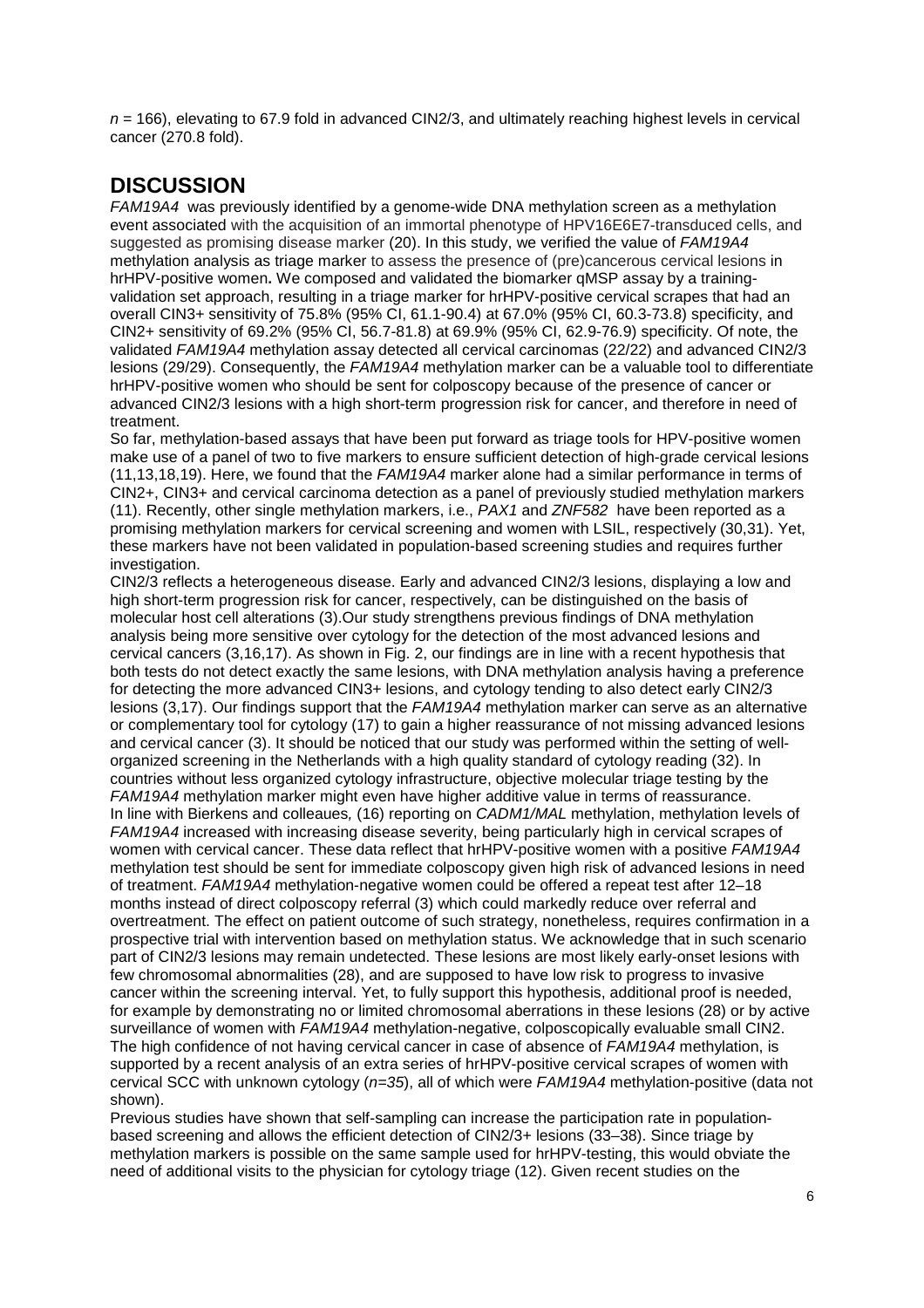*n* = 166), elevating to 67.9 fold in advanced CIN2/3, and ultimately reaching highest levels in cervical cancer (270.8 fold).

## DISCUSSION

*FAM19A4* was previously identified by a genome-wide DNA methylation screen as a methylation event associated with the acquisition of an immortal phenotype of HPV16E6E7-transduced cells, and suggested as promising disease marker (20). In this study, we verified the value of *FAM19A4* methylation analysis as triage marker to assess the presence of (pre)cancerous cervical lesions in hrHPV-positive women**.** We composed and validated the biomarker qMSP assay by a training-validation set approach, resulting in a triage marker for hrHPV-positive cervical scrapes that had an overall CIN3+ sensitivity of 75.8% (95% CI, 61.1-90.4) at 67.0% (95% CI, 60.3-73.8) specificity, and CIN2+ sensitivity of 69.2% (95% CI, 56.7-81.8) at 69.9% (95% CI, 62.9-76.9) specificity. Of note, the validated *FAM19A4* methylation assay detected all cervical carcinomas (22/22) and advanced CIN2/3 lesions (29/29). Consequently, the *FAM19A4* methylation marker can be a valuable tool to differentiate hrHPV-positive women who should be sent for colposcopy because of the presence of cancer or advanced CIN2/3 lesions with a high short-term progression risk for cancer, and therefore in need of treatment.

So far, methylation-based assays that have been put forward as triage tools for HPV-positive women make use of a panel of two to five markers to ensure sufficient detection of high-grade cervical lesions (11,13,18,19). Here, we found that the *FAM19A4* marker alone had a similar performance in terms of CIN2+, CIN3+ and cervical carcinoma detection as a panel of previously studied methylation markers (11). Recently, other single methylation markers, i.e., *PAX1* and *ZNF582* have been reported as a promising methylation markers for cervical screening and women with LSIL, respectively (30,31). Yet, these markers have not been validated in population-based screening studies and requires further investigation.

CIN2/3 reflects a heterogeneous disease. Early and advanced CIN2/3 lesions, displaying a low and high short-term progression risk for cancer, respectively, can be distinguished on the basis of molecular host cell alterations (3).Our study strengthens previous findings of DNA methylation analysis being more sensitive over cytology for the detection of the most advanced lesions and cervical cancers (3,16,17). As shown in Fig. 2, our findings are in line with a recent hypothesis that both tests do not detect exactly the same lesions, with DNA methylation analysis having a preference for detecting the more advanced CIN3+ lesions, and cytology tending to also detect early CIN2/3 lesions (3,17). Our findings support that the *FAM19A4* methylation marker can serve as an alternative or complementary tool for cytology (17) to gain a higher reassurance of not missing advanced lesions and cervical cancer (3). It should be noticed that our study was performed within the setting of well-organized screening in the Netherlands with a high quality standard of cytology reading (32). In countries without less organized cytology infrastructure, objective molecular triage testing by the *FAM19A4* methylation marker might even have higher additive value in terms of reassurance.

In line with Bierkens and colleaues*,* (16) reporting on *CADM1/MAL* methylation, methylation levels of *FAM19A4* increased with increasing disease severity, being particularly high in cervical scrapes of women with cervical cancer. These data reflect that hrHPV-positive women with a positive *FAM19A4* methylation test should be sent for immediate colposcopy given high risk of advanced lesions in need of treatment. *FAM19A4* methylation-negative women could be offered a repeat test after 12–18 months instead of direct colposcopy referral (3) which could markedly reduce over referral and overtreatment. The effect on patient outcome of such strategy, nonetheless, requires confirmation in a prospective trial with intervention based on methylation status. We acknowledge that in such scenario part of CIN2/3 lesions may remain undetected. These lesions are most likely early-onset lesions with few chromosomal abnormalities (28), and are supposed to have low risk to progress to invasive cancer within the screening interval. Yet, to fully support this hypothesis, additional proof is needed, for example by demonstrating no or limited chromosomal aberrations in these lesions (28) or by active surveillance of women with *FAM19A4* methylation-negative, colposcopically evaluable small CIN2. The high confidence of not having cervical cancer in case of absence of *FAM19A4* methylation, is supported by a recent analysis of an extra series of hrHPV-positive cervical scrapes of women with cervical SCC with unknown cytology (*n=35*), all of which were *FAM19A4* methylation-positive (data not shown).

Previous studies have shown that self-sampling can increase the participation rate in population-based screening and allows the efficient detection of CIN2/3+ lesions (33–38). Since triage by methylation markers is possible on the same sample used for hrHPV-testing, this would obviate the need of additional visits to the physician for cytology triage (12). Given recent studies on the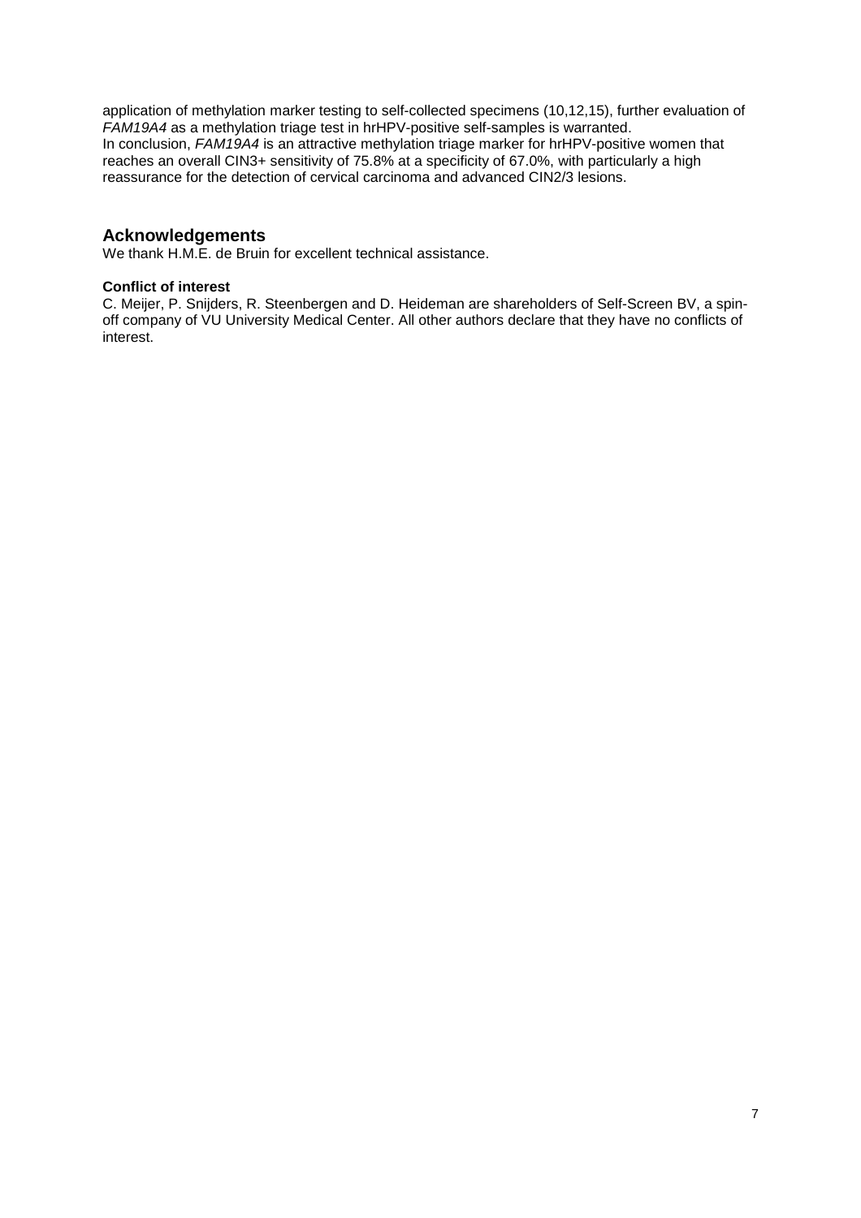application of methylation marker testing to self-collected specimens (10,12,15), further evaluation of *FAM19A4* as a methylation triage test in hrHPV-positive self-samples is warranted.
In conclusion, *FAM19A4* is an attractive methylation triage marker for hrHPV-positive women that reaches an overall CIN3+ sensitivity of 75.8% at a specificity of 67.0%, with particularly a high reassurance for the detection of cervical carcinoma and advanced CIN2/3 lesions.

## Acknowledgements

We thank H.M.E. de Bruin for excellent technical assistance.

**Conflict of interest**

C. Meijer, P. Snijders, R. Steenbergen and D. Heideman are shareholders of Self-Screen BV, a spin-off company of VU University Medical Center. All other authors declare that they have no conflicts of interest.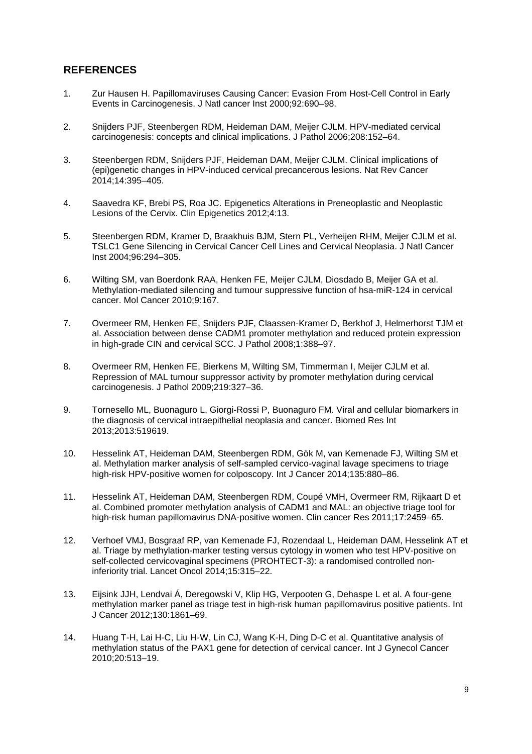## REFERENCES

1. Zur Hausen H. Papillomaviruses Causing Cancer: Evasion From Host-Cell Control in Early Events in Carcinogenesis. J Natl cancer Inst 2000;92:690–98.

2. Snijders PJF, Steenbergen RDM, Heideman DAM, Meijer CJLM. HPV-mediated cervical carcinogenesis: concepts and clinical implications. J Pathol 2006;208:152–64.

3. Steenbergen RDM, Snijders PJF, Heideman DAM, Meijer CJLM. Clinical implications of (epi)genetic changes in HPV-induced cervical precancerous lesions. Nat Rev Cancer 2014;14:395–405.

4. Saavedra KF, Brebi PS, Roa JC. Epigenetics Alterations in Preneoplastic and Neoplastic Lesions of the Cervix. Clin Epigenetics 2012;4:13.

5. Steenbergen RDM, Kramer D, Braakhuis BJM, Stern PL, Verheijen RHM, Meijer CJLM et al. TSLC1 Gene Silencing in Cervical Cancer Cell Lines and Cervical Neoplasia. J Natl Cancer Inst 2004;96:294–305.

6. Wilting SM, van Boerdonk RAA, Henken FE, Meijer CJLM, Diosdado B, Meijer GA et al. Methylation-mediated silencing and tumour suppressive function of hsa-miR-124 in cervical cancer. Mol Cancer 2010;9:167.

7. Overmeer RM, Henken FE, Snijders PJF, Claassen-Kramer D, Berkhof J, Helmerhorst TJM et al. Association between dense CADM1 promoter methylation and reduced protein expression in high-grade CIN and cervical SCC. J Pathol 2008;1:388–97.

8. Overmeer RM, Henken FE, Bierkens M, Wilting SM, Timmerman I, Meijer CJLM et al. Repression of MAL tumour suppressor activity by promoter methylation during cervical carcinogenesis. J Pathol 2009;219:327–36.

9. Tornesello ML, Buonaguro L, Giorgi-Rossi P, Buonaguro FM. Viral and cellular biomarkers in the diagnosis of cervical intraepithelial neoplasia and cancer. Biomed Res Int 2013;2013:519619.

10. Hesselink AT, Heideman DAM, Steenbergen RDM, Gök M, van Kemenade FJ, Wilting SM et al. Methylation marker analysis of self-sampled cervico-vaginal lavage specimens to triage high-risk HPV-positive women for colposcopy. Int J Cancer 2014;135:880–86.

11. Hesselink AT, Heideman DAM, Steenbergen RDM, Coupé VMH, Overmeer RM, Rijkaart D et al. Combined promoter methylation analysis of CADM1 and MAL: an objective triage tool for high-risk human papillomavirus DNA-positive women. Clin cancer Res 2011;17:2459–65.

12. Verhoef VMJ, Bosgraaf RP, van Kemenade FJ, Rozendaal L, Heideman DAM, Hesselink AT et al. Triage by methylation-marker testing versus cytology in women who test HPV-positive on self-collected cervicovaginal specimens (PROHTECT-3): a randomised controlled non-inferiority trial. Lancet Oncol 2014;15:315–22.

13. Eijsink JJH, Lendvai Á, Deregowski V, Klip HG, Verpooten G, Dehaspe L et al. A four-gene methylation marker panel as triage test in high-risk human papillomavirus positive patients. Int J Cancer 2012;130:1861–69.

14. Huang T-H, Lai H-C, Liu H-W, Lin CJ, Wang K-H, Ding D-C et al. Quantitative analysis of methylation status of the PAX1 gene for detection of cervical cancer. Int J Gynecol Cancer 2010;20:513–19.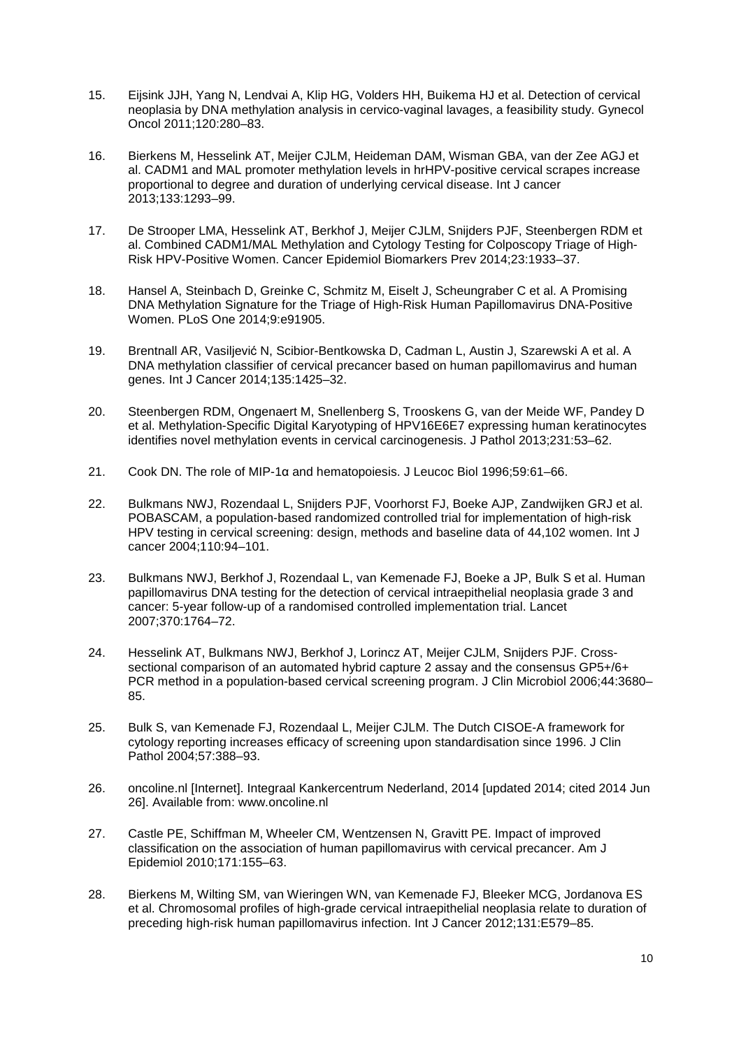15. Eijsink JJH, Yang N, Lendvai A, Klip HG, Volders HH, Buikema HJ et al. Detection of cervical neoplasia by DNA methylation analysis in cervico-vaginal lavages, a feasibility study. Gynecol Oncol 2011;120:280–83.

16. Bierkens M, Hesselink AT, Meijer CJLM, Heideman DAM, Wisman GBA, van der Zee AGJ et al. CADM1 and MAL promoter methylation levels in hrHPV-positive cervical scrapes increase proportional to degree and duration of underlying cervical disease. Int J cancer 2013;133:1293–99.

17. De Strooper LMA, Hesselink AT, Berkhof J, Meijer CJLM, Snijders PJF, Steenbergen RDM et al. Combined CADM1/MAL Methylation and Cytology Testing for Colposcopy Triage of High-Risk HPV-Positive Women. Cancer Epidemiol Biomarkers Prev 2014;23:1933–37.

18. Hansel A, Steinbach D, Greinke C, Schmitz M, Eiselt J, Scheungraber C et al. A Promising DNA Methylation Signature for the Triage of High-Risk Human Papillomavirus DNA-Positive Women. PLoS One 2014;9:e91905.

19. Brentnall AR, Vasiljević N, Scibior-Bentkowska D, Cadman L, Austin J, Szarewski A et al. A DNA methylation classifier of cervical precancer based on human papillomavirus and human genes. Int J Cancer 2014;135:1425–32.

20. Steenbergen RDM, Ongenaert M, Snellenberg S, Trooskens G, van der Meide WF, Pandey D et al. Methylation-Specific Digital Karyotyping of HPV16E6E7 expressing human keratinocytes identifies novel methylation events in cervical carcinogenesis. J Pathol 2013;231:53–62.

21. Cook DN. The role of MIP-1α and hematopoiesis. J Leucoc Biol 1996;59:61–66.

22. Bulkmans NWJ, Rozendaal L, Snijders PJF, Voorhorst FJ, Boeke AJP, Zandwijken GRJ et al. POBASCAM, a population-based randomized controlled trial for implementation of high-risk HPV testing in cervical screening: design, methods and baseline data of 44,102 women. Int J cancer 2004;110:94–101.

23. Bulkmans NWJ, Berkhof J, Rozendaal L, van Kemenade FJ, Boeke a JP, Bulk S et al. Human papillomavirus DNA testing for the detection of cervical intraepithelial neoplasia grade 3 and cancer: 5-year follow-up of a randomised controlled implementation trial. Lancet 2007;370:1764–72.

24. Hesselink AT, Bulkmans NWJ, Berkhof J, Lorincz AT, Meijer CJLM, Snijders PJF. Cross-sectional comparison of an automated hybrid capture 2 assay and the consensus GP5+/6+ PCR method in a population-based cervical screening program. J Clin Microbiol 2006;44:3680–85.

25. Bulk S, van Kemenade FJ, Rozendaal L, Meijer CJLM. The Dutch CISOE-A framework for cytology reporting increases efficacy of screening upon standardisation since 1996. J Clin Pathol 2004;57:388–93.

26. oncoline.nl [Internet]. Integraal Kankercentrum Nederland, 2014 [updated 2014; cited 2014 Jun 26]. Available from: www.oncoline.nl

27. Castle PE, Schiffman M, Wheeler CM, Wentzensen N, Gravitt PE. Impact of improved classification on the association of human papillomavirus with cervical precancer. Am J Epidemiol 2010;171:155–63.

28. Bierkens M, Wilting SM, van Wieringen WN, van Kemenade FJ, Bleeker MCG, Jordanova ES et al. Chromosomal profiles of high-grade cervical intraepithelial neoplasia relate to duration of preceding high-risk human papillomavirus infection. Int J Cancer 2012;131:E579–85.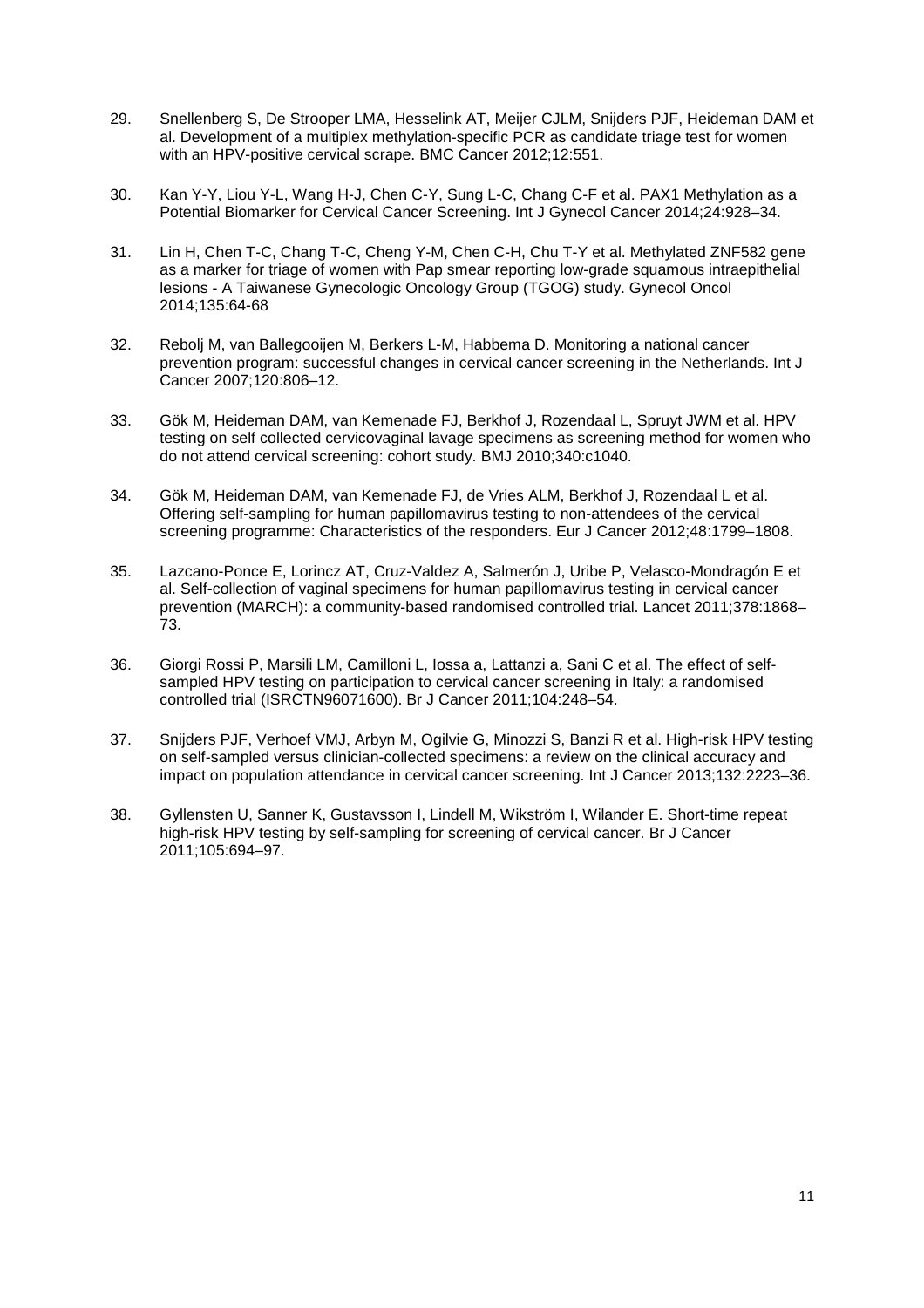29. Snellenberg S, De Strooper LMA, Hesselink AT, Meijer CJLM, Snijders PJF, Heideman DAM et al. Development of a multiplex methylation-specific PCR as candidate triage test for women with an HPV-positive cervical scrape. BMC Cancer 2012;12:551.

30. Kan Y-Y, Liou Y-L, Wang H-J, Chen C-Y, Sung L-C, Chang C-F et al. PAX1 Methylation as a Potential Biomarker for Cervical Cancer Screening. Int J Gynecol Cancer 2014;24:928–34.

31. Lin H, Chen T-C, Chang T-C, Cheng Y-M, Chen C-H, Chu T-Y et al. Methylated ZNF582 gene as a marker for triage of women with Pap smear reporting low-grade squamous intraepithelial lesions - A Taiwanese Gynecologic Oncology Group (TGOG) study. Gynecol Oncol 2014;135:64-68

32. Rebolj M, van Ballegooijen M, Berkers L-M, Habbema D. Monitoring a national cancer prevention program: successful changes in cervical cancer screening in the Netherlands. Int J Cancer 2007;120:806–12.

33. Gök M, Heideman DAM, van Kemenade FJ, Berkhof J, Rozendaal L, Spruyt JWM et al. HPV testing on self collected cervicovaginal lavage specimens as screening method for women who do not attend cervical screening: cohort study. BMJ 2010;340:c1040.

34. Gök M, Heideman DAM, van Kemenade FJ, de Vries ALM, Berkhof J, Rozendaal L et al. Offering self-sampling for human papillomavirus testing to non-attendees of the cervical screening programme: Characteristics of the responders. Eur J Cancer 2012;48:1799–1808.

35. Lazcano-Ponce E, Lorincz AT, Cruz-Valdez A, Salmerón J, Uribe P, Velasco-Mondragón E et al. Self-collection of vaginal specimens for human papillomavirus testing in cervical cancer prevention (MARCH): a community-based randomised controlled trial. Lancet 2011;378:1868–73.

36. Giorgi Rossi P, Marsili LM, Camilloni L, Iossa a, Lattanzi a, Sani C et al. The effect of self-sampled HPV testing on participation to cervical cancer screening in Italy: a randomised controlled trial (ISRCTN96071600). Br J Cancer 2011;104:248–54.

37. Snijders PJF, Verhoef VMJ, Arbyn M, Ogilvie G, Minozzi S, Banzi R et al. High-risk HPV testing on self-sampled versus clinician-collected specimens: a review on the clinical accuracy and impact on population attendance in cervical cancer screening. Int J Cancer 2013;132:2223–36.

38. Gyllensten U, Sanner K, Gustavsson I, Lindell M, Wikström I, Wilander E. Short-time repeat high-risk HPV testing by self-sampling for screening of cervical cancer. Br J Cancer 2011;105:694–97.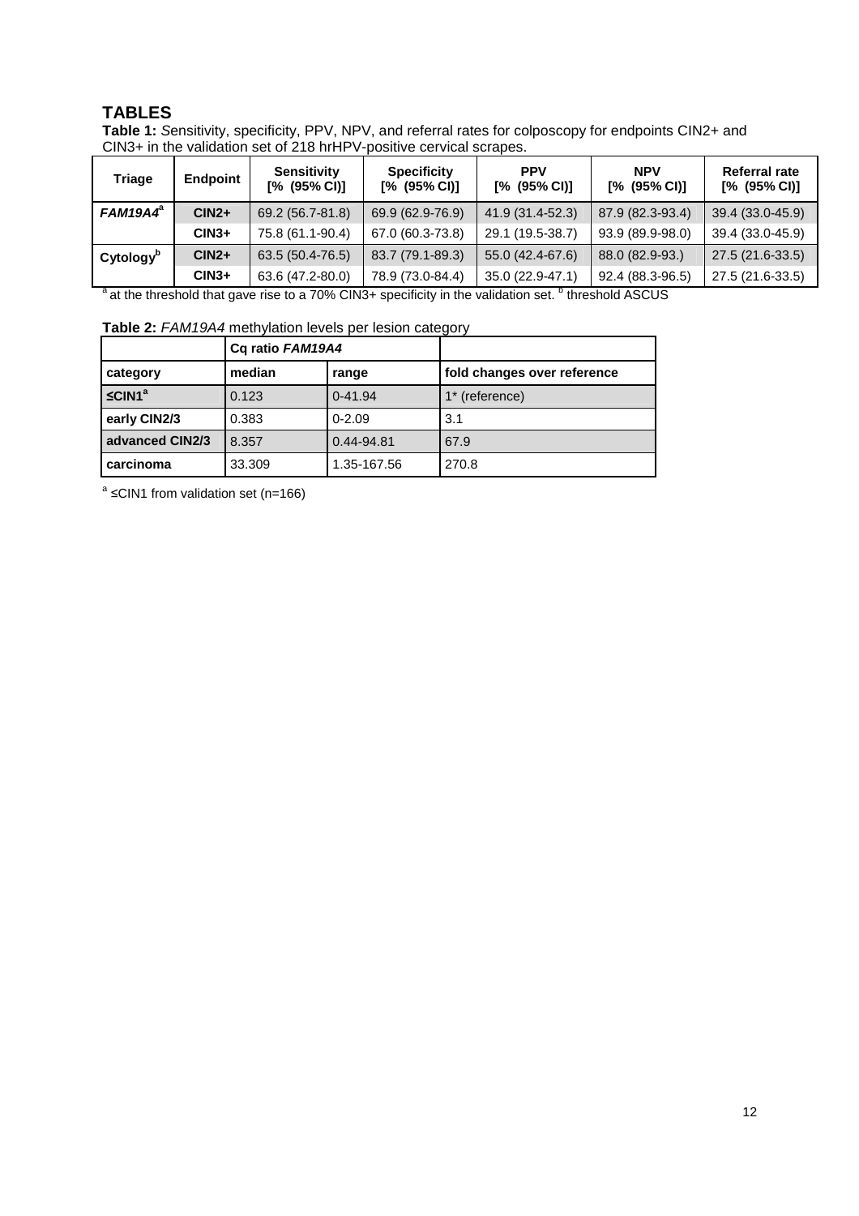# TABLES

**Table 1:** *S*ensitivity, specificity, PPV, NPV, and referral rates for colposcopy for endpoints CIN2+ and CIN3+ in the validation set of 218 hrHPV-positive cervical scrapes.

| Triage | Endpoint | Sensitivity [% (95% CI)] | Specificity [% (95% CI)] | PPV [% (95% CI)] | NPV [% (95% CI)] | Referral rate [% (95% CI)] |
|---|---|---|---|---|---|---|
| ***FAM19A4***[a] | **CIN2+** | 69.2 (56.7-81.8) | 69.9 (62.9-76.9) | 41.9 (31.4-52.3) | 87.9 (82.3-93.4) | 39.4 (33.0-45.9) |
| | **CIN3+** | 75.8 (61.1-90.4) | 67.0 (60.3-73.8) | 29.1 (19.5-38.7) | 93.9 (89.9-98.0) | 39.4 (33.0-45.9) |
| **Cytology**[b] | **CIN2+** | 63.5 (50.4-76.5) | 83.7 (79.1-89.3) | 55.0 (42.4-67.6) | 88.0 (82.9-93.) | 27.5 (21.6-33.5) |
| | **CIN3+** | 63.6 (47.2-80.0) | 78.9 (73.0-84.4) | 35.0 (22.9-47.1) | 92.4 (88.3-96.5) | 27.5 (21.6-33.5) |

[a] at the threshold that gave rise to a 70% CIN3+ specificity in the validation set. [b] threshold ASCUS

**Table 2:** *FAM19A4* methylation levels per lesion category

| | Cq ratio ***FAM19A4*** | | |
|---|---|---|---|
| **category** | **median** | **range** | **fold changes over reference** |
| **≤CIN1**[a] | 0.123 | 0-41.94 | 1* (reference) |
| **early CIN2/3** | 0.383 | 0-2.09 | 3.1 |
| **advanced CIN2/3** | 8.357 | 0.44-94.81 | 67.9 |
| **carcinoma** | 33.309 | 1.35-167.56 | 270.8 |

[a] ≤CIN1 from validation set (n=166)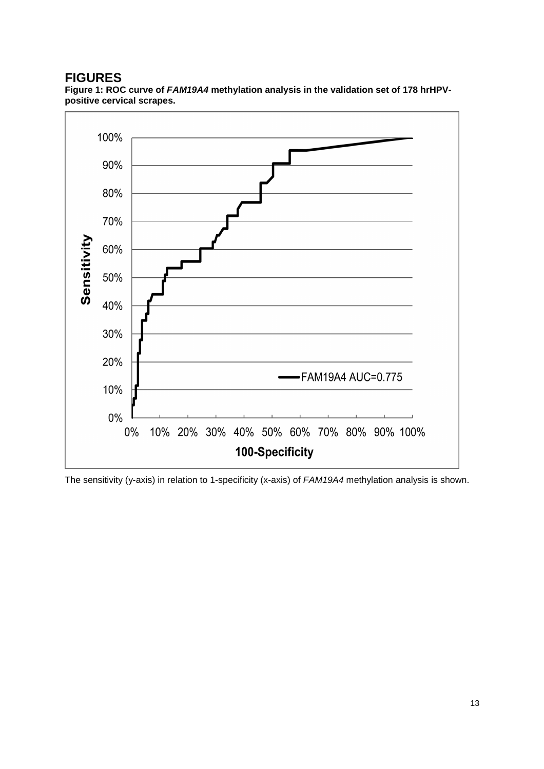# FIGURES

**Figure 1: ROC curve of *FAM19A4* methylation analysis in the validation set of 178 hrHPV-positive cervical scrapes.**

The sensitivity (y-axis) in relation to 1-specificity (x-axis) of *FAM19A4* methylation analysis is shown.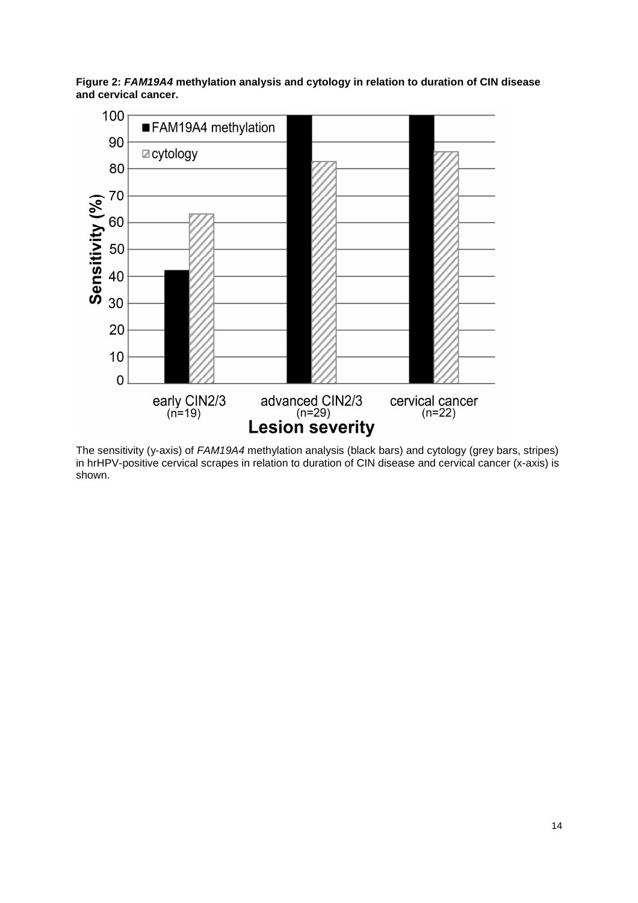**Figure 2: *FAM19A4* methylation analysis and cytology in relation to duration of CIN disease and cervical cancer.**

Sensitivity (%)

100
90
80
70
60
50
40
30
20
10
0

■ FAM19A4 methylation
▨ cytology

early CIN2/3 (n=19)
advanced CIN2/3 (n=29)
cervical cancer (n=22)

Lesion severity

The sensitivity (y-axis) of *FAM19A4* methylation analysis (black bars) and cytology (grey bars, stripes) in hrHPV-positive cervical scrapes in relation to duration of CIN disease and cervical cancer (x-axis) is shown.